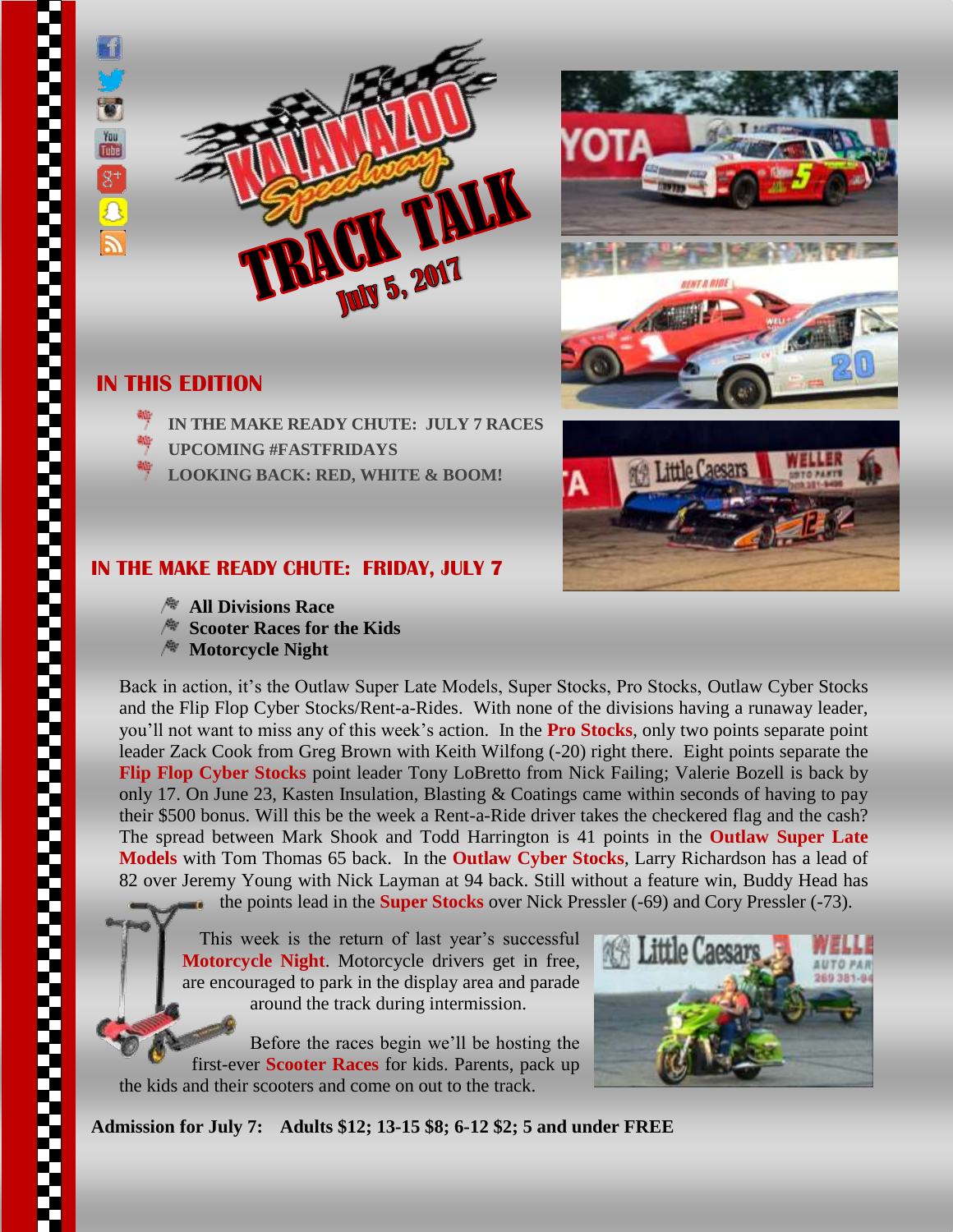# KALAMAZOO Speedway TRACK TALK

July 5, 2017

## IN THIS EDITION

- IN THE MAKE READY CHUTE: JULY 7 RACES
- UPCOMING #FASTFRIDAYS
- LOOKING BACK: RED, WHITE & BOOM!

## IN THE MAKE READY CHUTE: FRIDAY, JULY 7

- **All Divisions Race**
- **Scooter Races for the Kids**
- **Motorcycle Night**

Back in action, it's the Outlaw Super Late Models, Super Stocks, Pro Stocks, Outlaw Cyber Stocks and the Flip Flop Cyber Stocks/Rent-a-Rides. With none of the divisions having a runaway leader, you'll not want to miss any of this week's action. In the **Pro Stocks**, only two points separate point leader Zack Cook from Greg Brown with Keith Wilfong (-20) right there. Eight points separate the **Flip Flop Cyber Stocks** point leader Tony LoBretto from Nick Failing; Valerie Bozell is back by only 17. On June 23, Kasten Insulation, Blasting & Coatings came within seconds of having to pay their $500 bonus. Will this be the week a Rent-a-Ride driver takes the checkered flag and the cash? The spread between Mark Shook and Todd Harrington is 41 points in the **Outlaw Super Late Models** with Tom Thomas 65 back. In the **Outlaw Cyber Stocks**, Larry Richardson has a lead of 82 over Jeremy Young with Nick Layman at 94 back. Still without a feature win, Buddy Head has the points lead in the **Super Stocks** over Nick Pressler (-69) and Cory Pressler (-73).

This week is the return of last year's successful **Motorcycle Night**. Motorcycle drivers get in free, are encouraged to park in the display area and parade around the track during intermission.

Before the races begin we'll be hosting the first-ever **Scooter Races** for kids. Parents, pack up the kids and their scooters and come on out to the track.

**Admission for July 7: Adults $12; 13-15 $8; 6-12 $2; 5 and under FREE**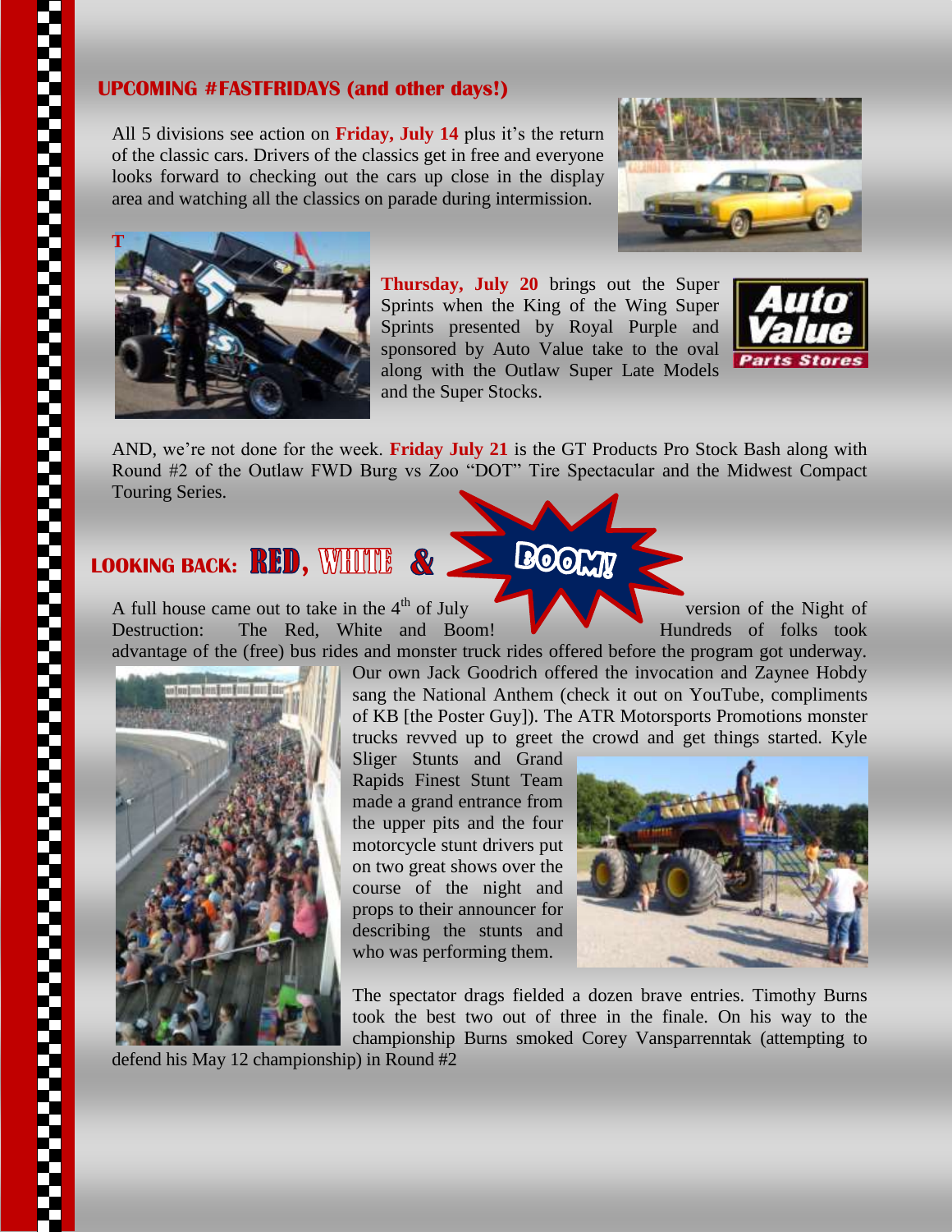## UPCOMING #FASTFRIDAYS (and other days!)

All 5 divisions see action on **Friday, July 14** plus it's the return of the classic cars. Drivers of the classics get in free and everyone looks forward to checking out the cars up close in the display area and watching all the classics on parade during intermission.

**Thursday, July 20** brings out the Super Sprints when the King of the Wing Super Sprints presented by Royal Purple and sponsored by Auto Value take to the oval along with the Outlaw Super Late Models and the Super Stocks.

AND, we're not done for the week. **Friday July 21** is the GT Products Pro Stock Bash along with Round #2 of the Outlaw FWD Burg vs Zoo "DOT" Tire Spectacular and the Midwest Compact Touring Series.

## LOOKING BACK: RED, WHITE & BOOM!

A full house came out to take in the 4th of July version of the Night of Destruction: The Red, White and Boom! Hundreds of folks took advantage of the (free) bus rides and monster truck rides offered before the program got underway. Our own Jack Goodrich offered the invocation and Zaynee Hobdy sang the National Anthem (check it out on YouTube, compliments of KB [the Poster Guy]). The ATR Motorsports Promotions monster trucks revved up to greet the crowd and get things started. Kyle Sliger Stunts and Grand Rapids Finest Stunt Team made a grand entrance from the upper pits and the four motorcycle stunt drivers put on two great shows over the course of the night and props to their announcer for describing the stunts and who was performing them.

The spectator drags fielded a dozen brave entries. Timothy Burns took the best two out of three in the finale. On his way to the championship Burns smoked Corey Vansparrenntak (attempting to defend his May 12 championship) in Round #2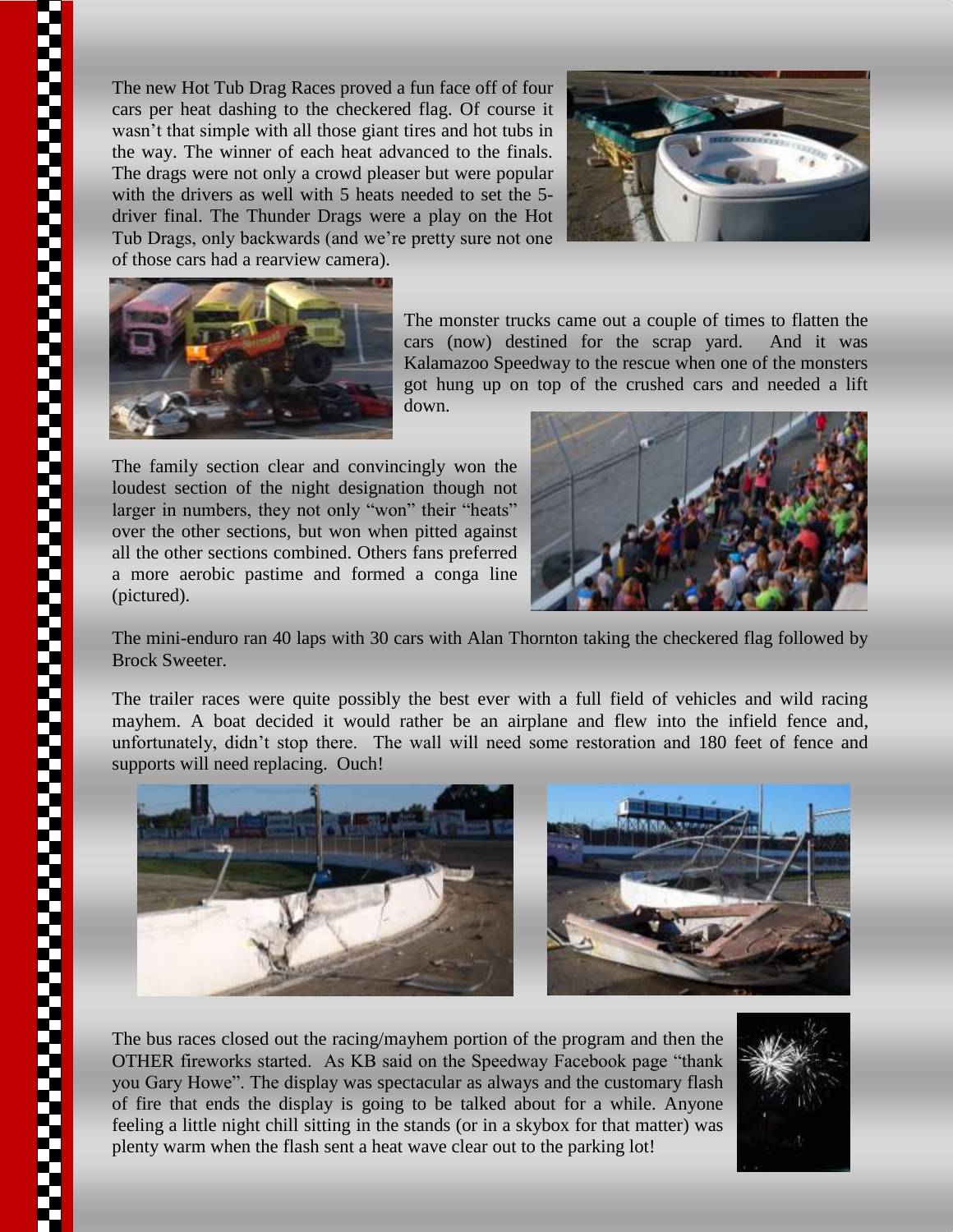The new Hot Tub Drag Races proved a fun face off of four cars per heat dashing to the checkered flag. Of course it wasn't that simple with all those giant tires and hot tubs in the way. The winner of each heat advanced to the finals. The drags were not only a crowd pleaser but were popular with the drivers as well with 5 heats needed to set the 5-driver final. The Thunder Drags were a play on the Hot Tub Drags, only backwards (and we're pretty sure not one of those cars had a rearview camera).

The monster trucks came out a couple of times to flatten the cars (now) destined for the scrap yard. And it was Kalamazoo Speedway to the rescue when one of the monsters got hung up on top of the crushed cars and needed a lift down.

The family section clear and convincingly won the loudest section of the night designation though not larger in numbers, they not only "won" their "heats" over the other sections, but won when pitted against all the other sections combined. Others fans preferred a more aerobic pastime and formed a conga line (pictured).

The mini-enduro ran 40 laps with 30 cars with Alan Thornton taking the checkered flag followed by Brock Sweeter.

The trailer races were quite possibly the best ever with a full field of vehicles and wild racing mayhem. A boat decided it would rather be an airplane and flew into the infield fence and, unfortunately, didn't stop there. The wall will need some restoration and 180 feet of fence and supports will need replacing. Ouch!

The bus races closed out the racing/mayhem portion of the program and then the OTHER fireworks started. As KB said on the Speedway Facebook page "thank you Gary Howe". The display was spectacular as always and the customary flash of fire that ends the display is going to be talked about for a while. Anyone feeling a little night chill sitting in the stands (or in a skybox for that matter) was plenty warm when the flash sent a heat wave clear out to the parking lot!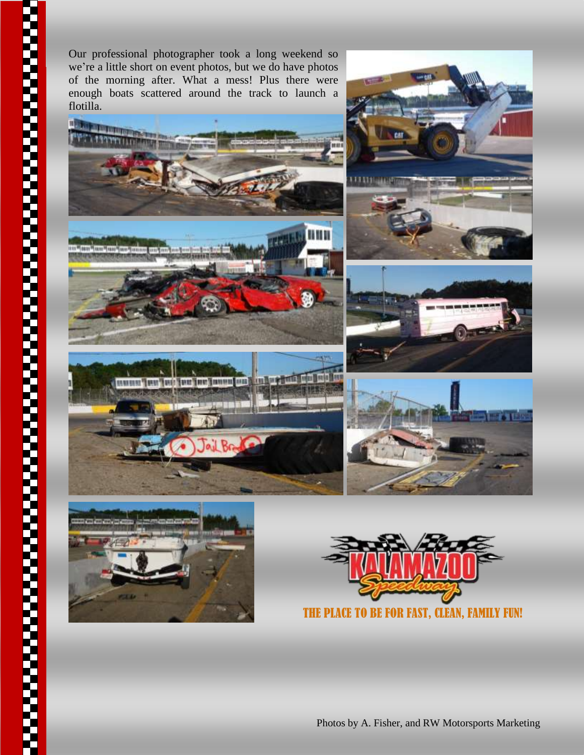Our professional photographer took a long weekend so we're a little short on event photos, but we do have photos of the morning after. What a mess! Plus there were enough boats scattered around the track to launch a flotilla.

THE PLACE TO BE FOR FAST, CLEAN, FAMILY FUN!

Photos by A. Fisher, and RW Motorsports Marketing